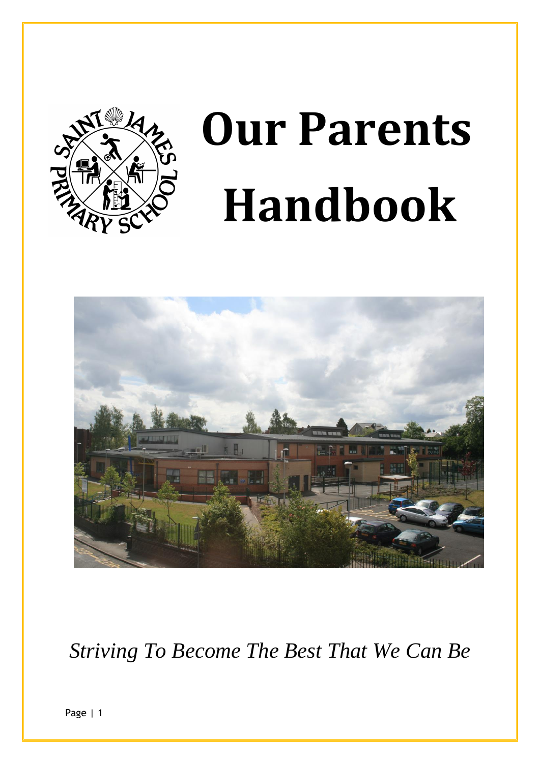# Our Parents Handbook

*Striving To Become The Best That We Can Be*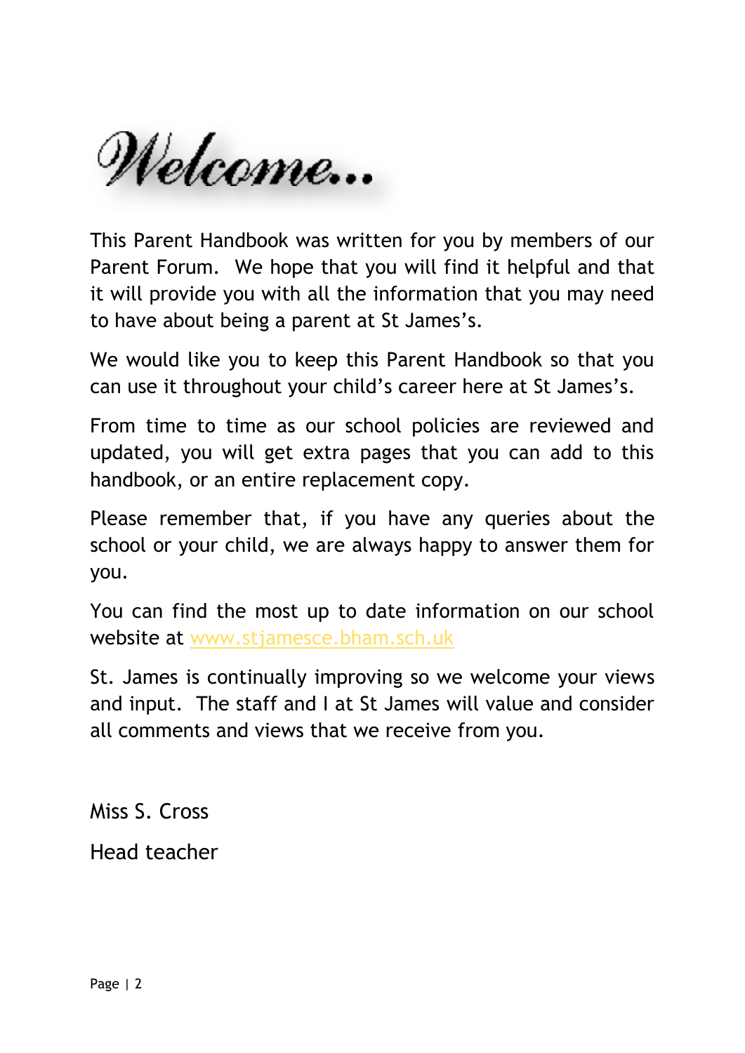# Welcome...

This Parent Handbook was written for you by members of our Parent Forum. We hope that you will find it helpful and that it will provide you with all the information that you may need to have about being a parent at St James's.

We would like you to keep this Parent Handbook so that you can use it throughout your child's career here at St James's.

From time to time as our school policies are reviewed and updated, you will get extra pages that you can add to this handbook, or an entire replacement copy.

Please remember that, if you have any queries about the school or your child, we are always happy to answer them for you.

You can find the most up to date information on our school website at www.stjamesce.bham.sch.uk

St. James is continually improving so we welcome your views and input. The staff and I at St James will value and consider all comments and views that we receive from you.

Miss S. Cross

Head teacher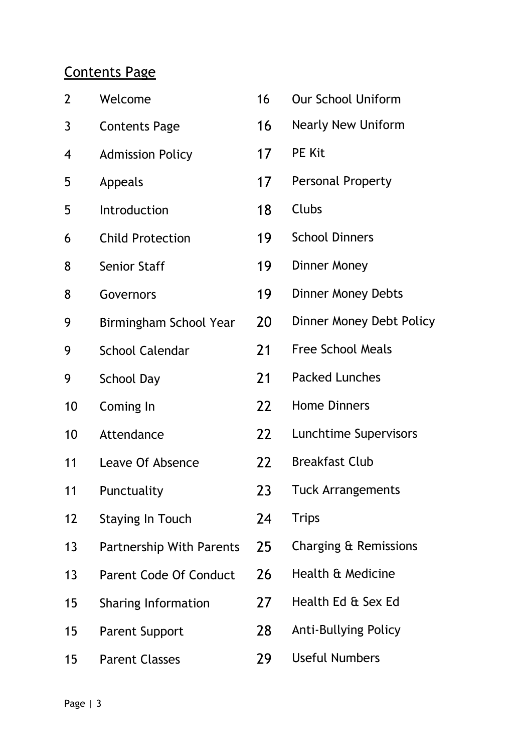## Contents Page

| | |
|---|---|
| 2 | Welcome |
| 3 | Contents Page |
| 4 | Admission Policy |
| 5 | Appeals |
| 5 | Introduction |
| 6 | Child Protection |
| 8 | Senior Staff |
| 8 | Governors |
| 9 | Birmingham School Year |
| 9 | School Calendar |
| 9 | School Day |
| 10 | Coming In |
| 10 | Attendance |
| 11 | Leave Of Absence |
| 11 | Punctuality |
| 12 | Staying In Touch |
| 13 | Partnership With Parents |
| 13 | Parent Code Of Conduct |
| 15 | Sharing Information |
| 15 | Parent Support |
| 15 | Parent Classes |
| 16 | Our School Uniform |
| 16 | Nearly New Uniform |
| 17 | PE Kit |
| 17 | Personal Property |
| 18 | Clubs |
| 19 | School Dinners |
| 19 | Dinner Money |
| 19 | Dinner Money Debts |
| 20 | Dinner Money Debt Policy |
| 21 | Free School Meals |
| 21 | Packed Lunches |
| 22 | Home Dinners |
| 22 | Lunchtime Supervisors |
| 22 | Breakfast Club |
| 23 | Tuck Arrangements |
| 24 | Trips |
| 25 | Charging & Remissions |
| 26 | Health & Medicine |
| 27 | Health Ed & Sex Ed |
| 28 | Anti-Bullying Policy |
| 29 | Useful Numbers |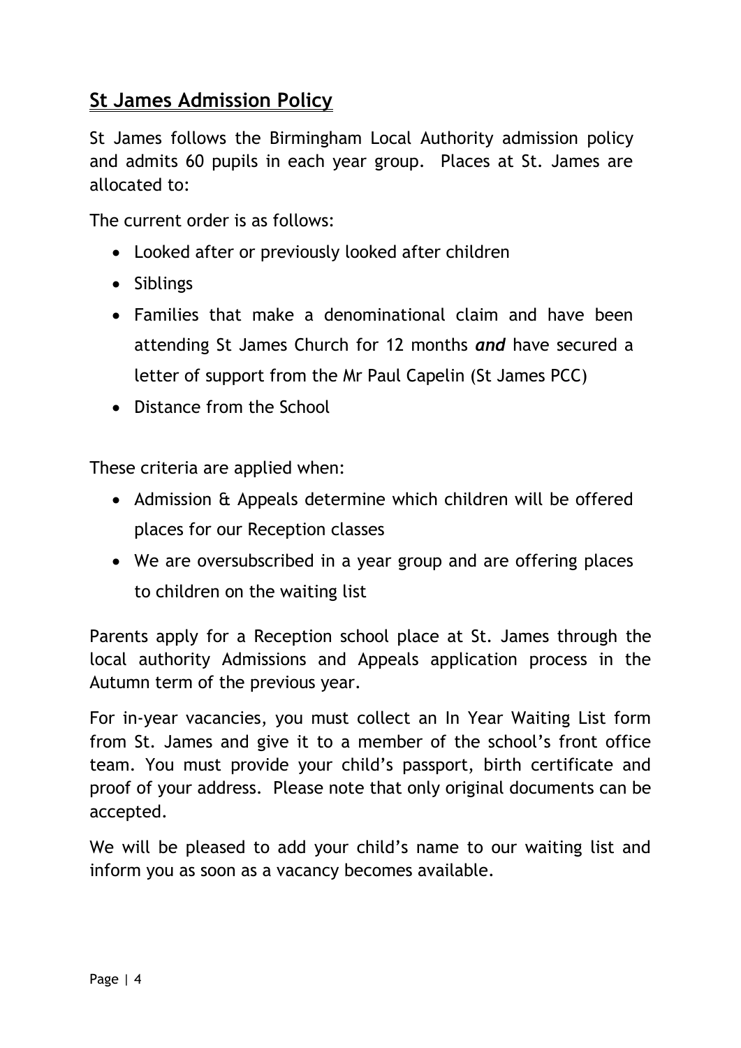## St James Admission Policy

St James follows the Birmingham Local Authority admission policy and admits 60 pupils in each year group. Places at St. James are allocated to:

The current order is as follows:

- Looked after or previously looked after children
- Siblings
- Families that make a denominational claim and have been attending St James Church for 12 months ***and*** have secured a letter of support from the Mr Paul Capelin (St James PCC)
- Distance from the School

These criteria are applied when:

- Admission & Appeals determine which children will be offered places for our Reception classes
- We are oversubscribed in a year group and are offering places to children on the waiting list

Parents apply for a Reception school place at St. James through the local authority Admissions and Appeals application process in the Autumn term of the previous year.

For in-year vacancies, you must collect an In Year Waiting List form from St. James and give it to a member of the school's front office team. You must provide your child's passport, birth certificate and proof of your address. Please note that only original documents can be accepted.

We will be pleased to add your child's name to our waiting list and inform you as soon as a vacancy becomes available.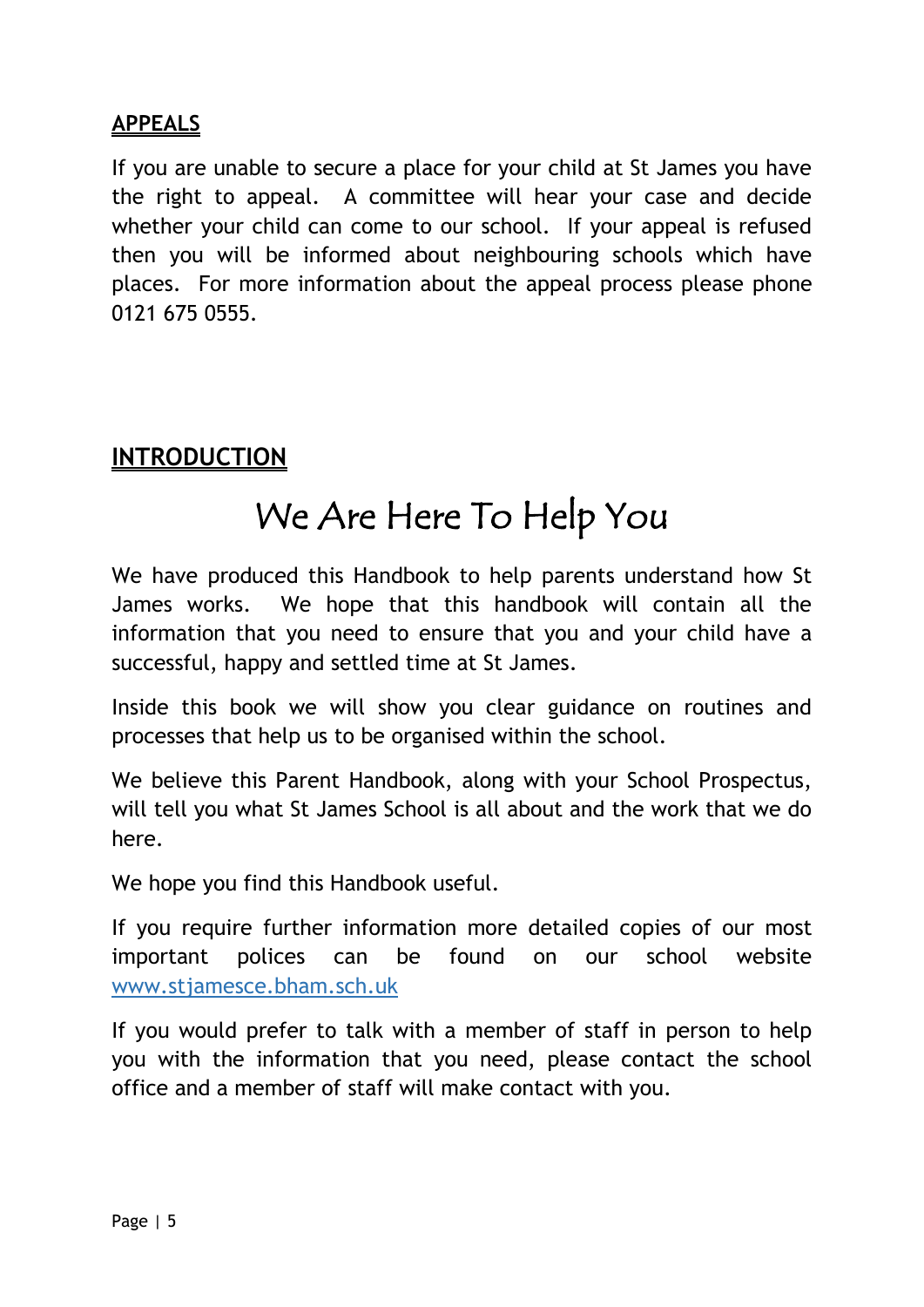## APPEALS

If you are unable to secure a place for your child at St James you have the right to appeal. A committee will hear your case and decide whether your child can come to our school. If your appeal is refused then you will be informed about neighbouring schools which have places. For more information about the appeal process please phone 0121 675 0555.

## INTRODUCTION

# We Are Here To Help You

We have produced this Handbook to help parents understand how St James works. We hope that this handbook will contain all the information that you need to ensure that you and your child have a successful, happy and settled time at St James.

Inside this book we will show you clear guidance on routines and processes that help us to be organised within the school.

We believe this Parent Handbook, along with your School Prospectus, will tell you what St James School is all about and the work that we do here.

We hope you find this Handbook useful.

If you require further information more detailed copies of our most important polices can be found on our school website www.stjamesce.bham.sch.uk

If you would prefer to talk with a member of staff in person to help you with the information that you need, please contact the school office and a member of staff will make contact with you.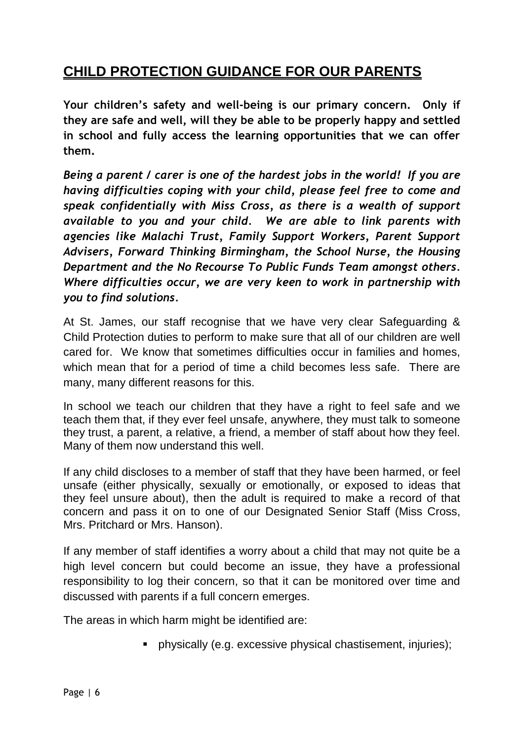## CHILD PROTECTION GUIDANCE FOR OUR PARENTS

**Your children's safety and well-being is our primary concern. Only if they are safe and well, will they be able to be properly happy and settled in school and fully access the learning opportunities that we can offer them.**

***Being a parent / carer is one of the hardest jobs in the world! If you are having difficulties coping with your child, please feel free to come and speak confidentially with Miss Cross, as there is a wealth of support available to you and your child. We are able to link parents with agencies like Malachi Trust, Family Support Workers, Parent Support Advisers, Forward Thinking Birmingham, the School Nurse, the Housing Department and the No Recourse To Public Funds Team amongst others. Where difficulties occur, we are very keen to work in partnership with you to find solutions.***

At St. James, our staff recognise that we have very clear Safeguarding & Child Protection duties to perform to make sure that all of our children are well cared for. We know that sometimes difficulties occur in families and homes, which mean that for a period of time a child becomes less safe. There are many, many different reasons for this.

In school we teach our children that they have a right to feel safe and we teach them that, if they ever feel unsafe, anywhere, they must talk to someone they trust, a parent, a relative, a friend, a member of staff about how they feel. Many of them now understand this well.

If any child discloses to a member of staff that they have been harmed, or feel unsafe (either physically, sexually or emotionally, or exposed to ideas that they feel unsure about), then the adult is required to make a record of that concern and pass it on to one of our Designated Senior Staff (Miss Cross, Mrs. Pritchard or Mrs. Hanson).

If any member of staff identifies a worry about a child that may not quite be a high level concern but could become an issue, they have a professional responsibility to log their concern, so that it can be monitored over time and discussed with parents if a full concern emerges.

The areas in which harm might be identified are:

- physically (e.g. excessive physical chastisement, injuries);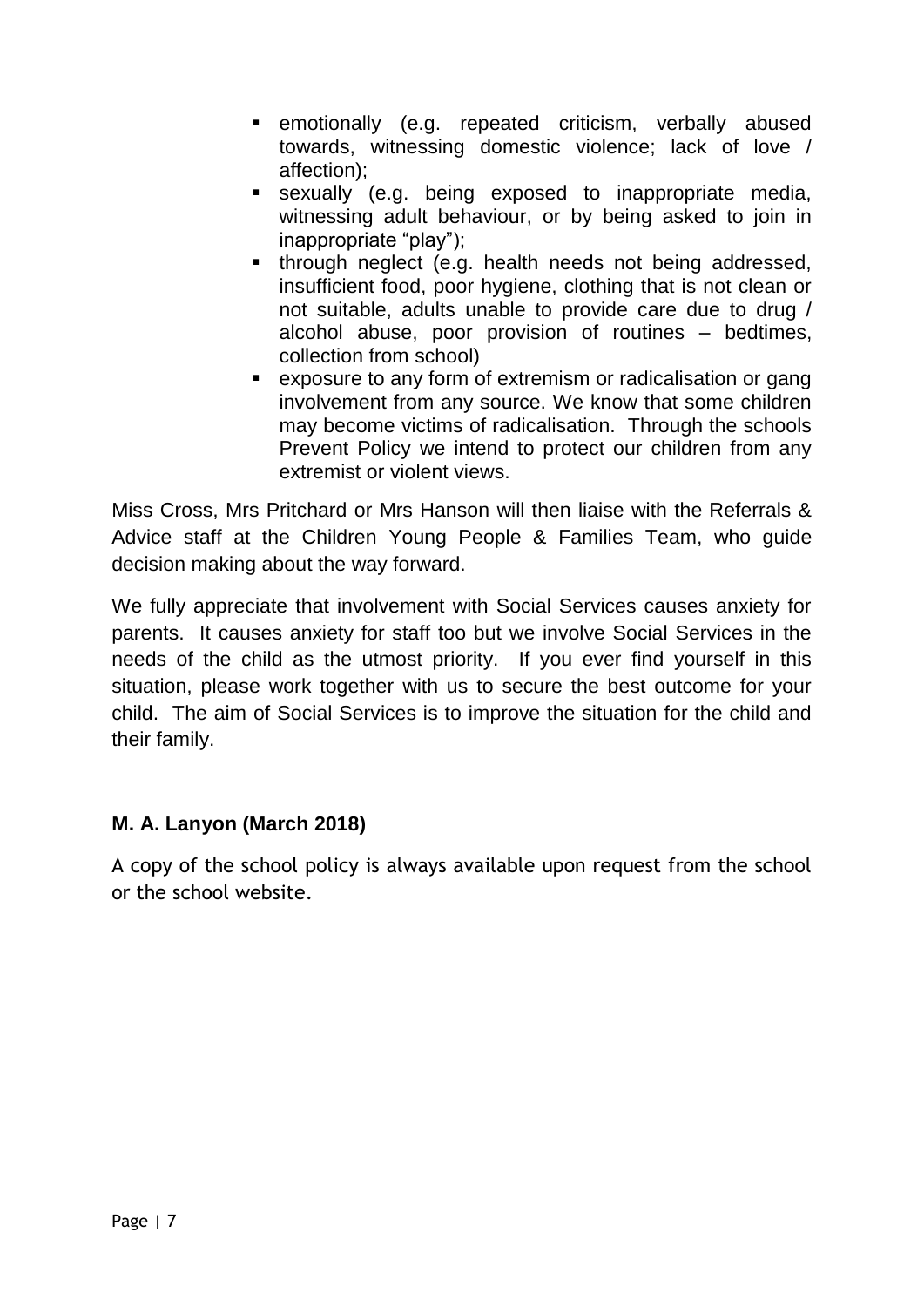- emotionally (e.g. repeated criticism, verbally abused towards, witnessing domestic violence; lack of love / affection);
- sexually (e.g. being exposed to inappropriate media, witnessing adult behaviour, or by being asked to join in inappropriate "play");
- through neglect (e.g. health needs not being addressed, insufficient food, poor hygiene, clothing that is not clean or not suitable, adults unable to provide care due to drug / alcohol abuse, poor provision of routines – bedtimes, collection from school)
- exposure to any form of extremism or radicalisation or gang involvement from any source. We know that some children may become victims of radicalisation. Through the schools Prevent Policy we intend to protect our children from any extremist or violent views.

Miss Cross, Mrs Pritchard or Mrs Hanson will then liaise with the Referrals & Advice staff at the Children Young People & Families Team, who guide decision making about the way forward.

We fully appreciate that involvement with Social Services causes anxiety for parents. It causes anxiety for staff too but we involve Social Services in the needs of the child as the utmost priority. If you ever find yourself in this situation, please work together with us to secure the best outcome for your child. The aim of Social Services is to improve the situation for the child and their family.

**M. A. Lanyon (March 2018)**

A copy of the school policy is always available upon request from the school or the school website.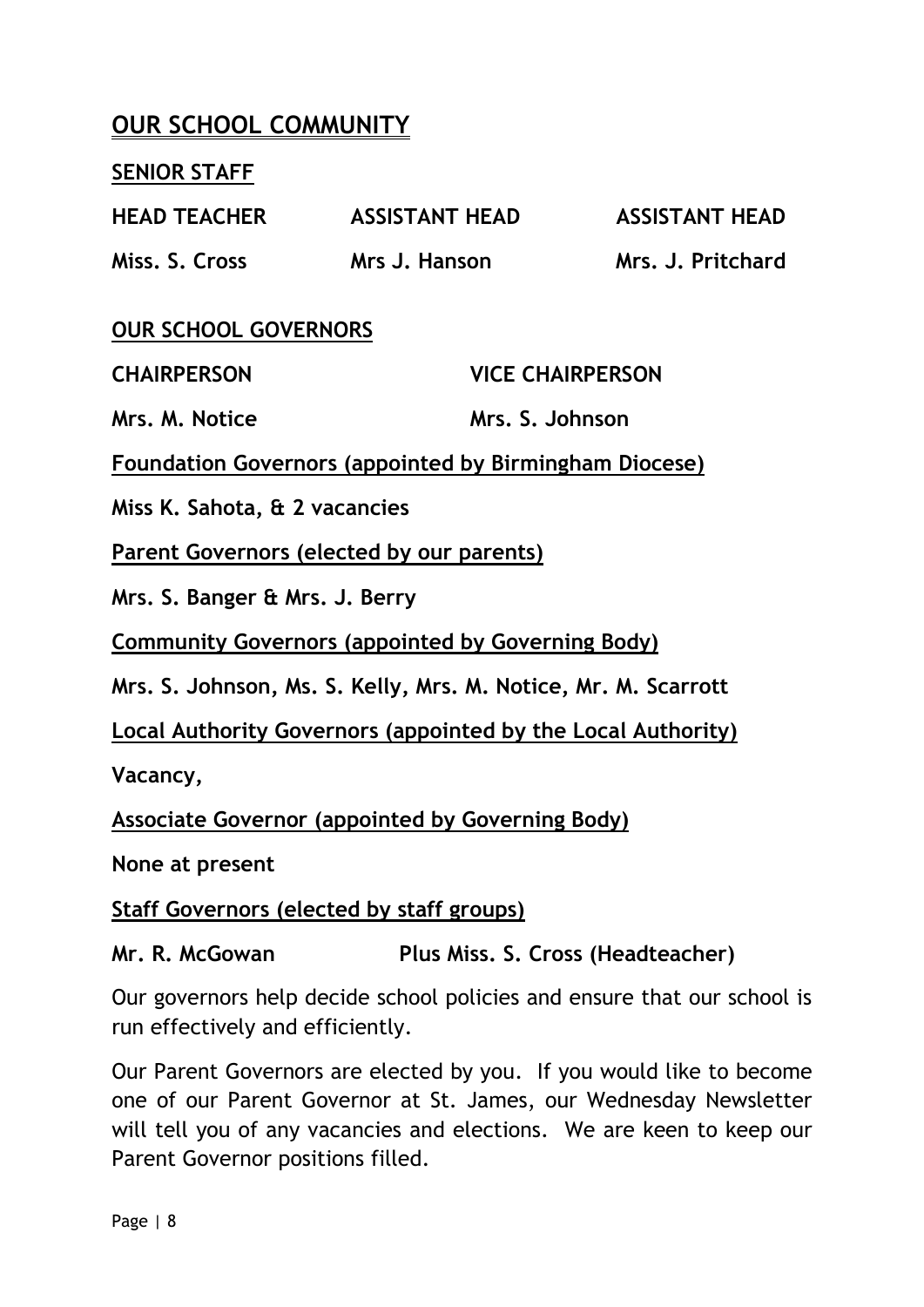## OUR SCHOOL COMMUNITY

### SENIOR STAFF

| HEAD TEACHER | ASSISTANT HEAD | ASSISTANT HEAD |
| --- | --- | --- |
| Miss. S. Cross | Mrs J. Hanson | Mrs. J. Pritchard |

### OUR SCHOOL GOVERNORS

| CHAIRPERSON | VICE CHAIRPERSON |
| --- | --- |
| Mrs. M. Notice | Mrs. S. Johnson |

**Foundation Governors (appointed by Birmingham Diocese)**

**Miss K. Sahota, & 2 vacancies**

**Parent Governors (elected by our parents)**

**Mrs. S. Banger & Mrs. J. Berry**

**Community Governors (appointed by Governing Body)**

**Mrs. S. Johnson, Ms. S. Kelly, Mrs. M. Notice, Mr. M. Scarrott**

**Local Authority Governors (appointed by the Local Authority)**

**Vacancy,**

**Associate Governor (appointed by Governing Body)**

**None at present**

**Staff Governors (elected by staff groups)**

**Mr. R. McGowan** **Plus Miss. S. Cross (Headteacher)**

Our governors help decide school policies and ensure that our school is run effectively and efficiently.

Our Parent Governors are elected by you. If you would like to become one of our Parent Governor at St. James, our Wednesday Newsletter will tell you of any vacancies and elections. We are keen to keep our Parent Governor positions filled.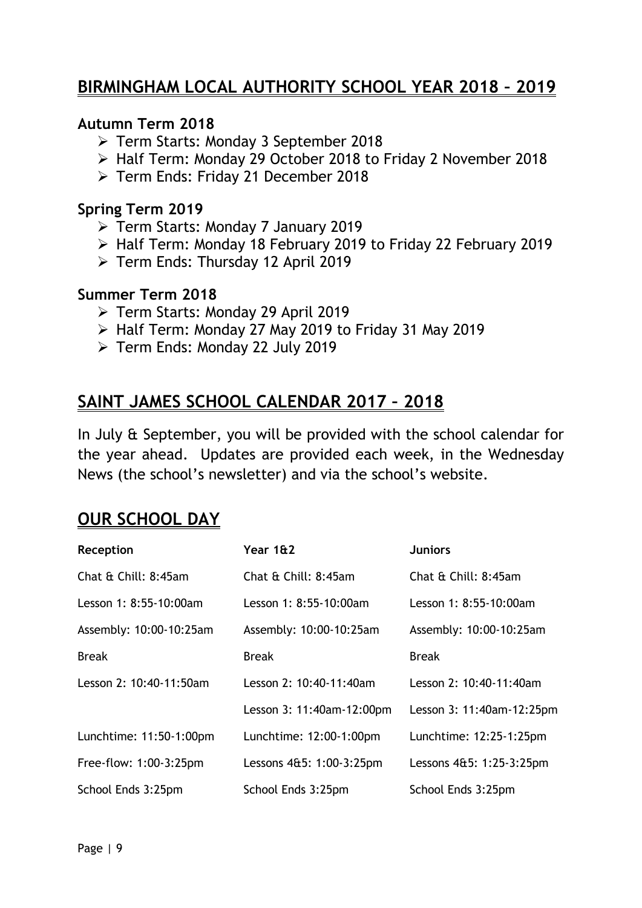## BIRMINGHAM LOCAL AUTHORITY SCHOOL YEAR 2018 – 2019

### Autumn Term 2018

- Term Starts: Monday 3 September 2018
- Half Term: Monday 29 October 2018 to Friday 2 November 2018
- Term Ends: Friday 21 December 2018

### Spring Term 2019

- Term Starts: Monday 7 January 2019
- Half Term: Monday 18 February 2019 to Friday 22 February 2019
- Term Ends: Thursday 12 April 2019

### Summer Term 2018

- Term Starts: Monday 29 April 2019
- Half Term: Monday 27 May 2019 to Friday 31 May 2019
- Term Ends: Monday 22 July 2019

## SAINT JAMES SCHOOL CALENDAR 2017 – 2018

In July & September, you will be provided with the school calendar for the year ahead. Updates are provided each week, in the Wednesday News (the school's newsletter) and via the school's website.

## OUR SCHOOL DAY

| Reception | Year 1&2 | Juniors |
|---|---|---|
| Chat & Chill: 8:45am | Chat & Chill: 8:45am | Chat & Chill: 8:45am |
| Lesson 1: 8:55-10:00am | Lesson 1: 8:55-10:00am | Lesson 1: 8:55-10:00am |
| Assembly: 10:00-10:25am | Assembly: 10:00-10:25am | Assembly: 10:00-10:25am |
| Break | Break | Break |
| Lesson 2: 10:40-11:50am | Lesson 2: 10:40-11:40am | Lesson 2: 10:40-11:40am |
| | Lesson 3: 11:40am-12:00pm | Lesson 3: 11:40am-12:25pm |
| Lunchtime: 11:50-1:00pm | Lunchtime: 12:00-1:00pm | Lunchtime: 12:25-1:25pm |
| Free-flow: 1:00-3:25pm | Lessons 4&5: 1:00-3:25pm | Lessons 4&5: 1:25-3:25pm |
| School Ends 3:25pm | School Ends 3:25pm | School Ends 3:25pm |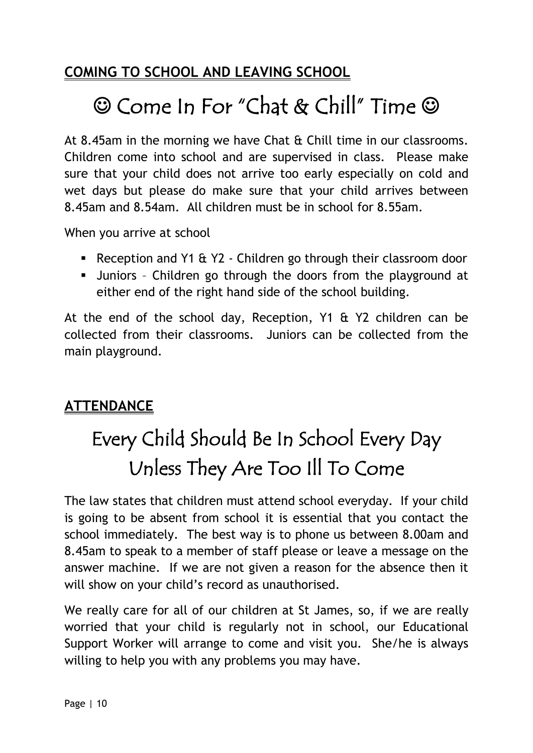## COMING TO SCHOOL AND LEAVING SCHOOL

# ☺ Come In For "Chat & Chill" Time ☺

At 8.45am in the morning we have Chat & Chill time in our classrooms. Children come into school and are supervised in class. Please make sure that your child does not arrive too early especially on cold and wet days but please do make sure that your child arrives between 8.45am and 8.54am. All children must be in school for 8.55am.

When you arrive at school

- Reception and Y1 & Y2 - Children go through their classroom door
- Juniors – Children go through the doors from the playground at either end of the right hand side of the school building.

At the end of the school day, Reception, Y1 & Y2 children can be collected from their classrooms. Juniors can be collected from the main playground.

## ATTENDANCE

# Every Child Should Be In School Every Day Unless They Are Too Ill To Come

The law states that children must attend school everyday. If your child is going to be absent from school it is essential that you contact the school immediately. The best way is to phone us between 8.00am and 8.45am to speak to a member of staff please or leave a message on the answer machine. If we are not given a reason for the absence then it will show on your child's record as unauthorised.

We really care for all of our children at St James, so, if we are really worried that your child is regularly not in school, our Educational Support Worker will arrange to come and visit you. She/he is always willing to help you with any problems you may have.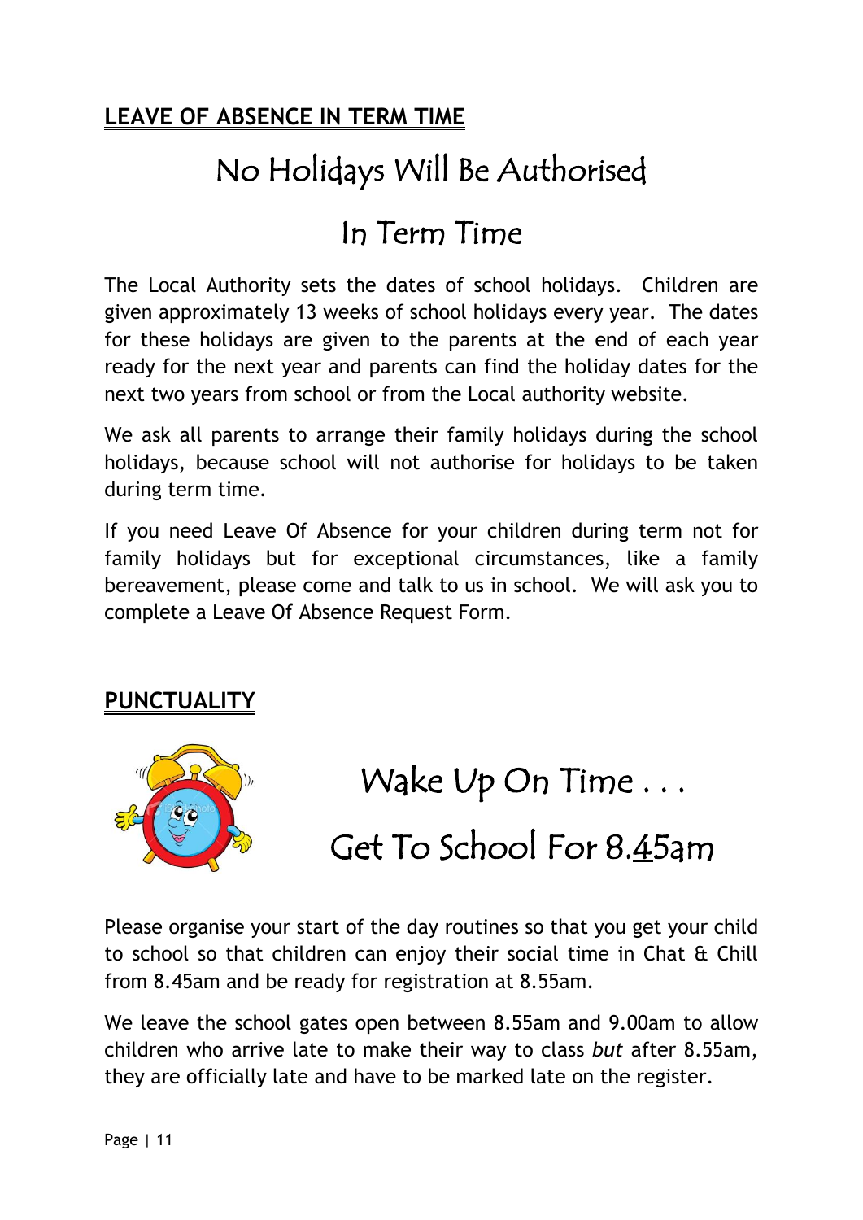## LEAVE OF ABSENCE IN TERM TIME

# No Holidays Will Be Authorised

# In Term Time

The Local Authority sets the dates of school holidays. Children are given approximately 13 weeks of school holidays every year. The dates for these holidays are given to the parents at the end of each year ready for the next year and parents can find the holiday dates for the next two years from school or from the Local authority website.

We ask all parents to arrange their family holidays during the school holidays, because school will not authorise for holidays to be taken during term time.

If you need Leave Of Absence for your children during term not for family holidays but for exceptional circumstances, like a family bereavement, please come and talk to us in school. We will ask you to complete a Leave Of Absence Request Form.

## PUNCTUALITY

# Wake Up On Time . . .

# Get To School For 8.45am

Please organise your start of the day routines so that you get your child to school so that children can enjoy their social time in Chat & Chill from 8.45am and be ready for registration at 8.55am.

We leave the school gates open between 8.55am and 9.00am to allow children who arrive late to make their way to class *but* after 8.55am, they are officially late and have to be marked late on the register.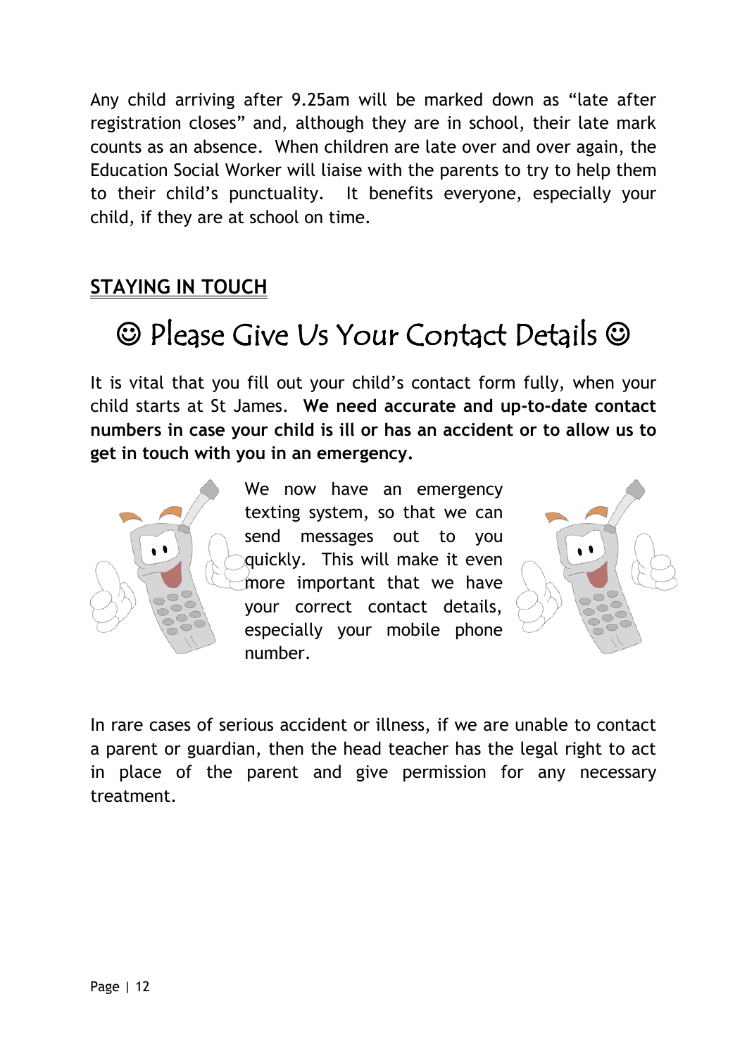Any child arriving after 9.25am will be marked down as "late after registration closes" and, although they are in school, their late mark counts as an absence. When children are late over and over again, the Education Social Worker will liaise with the parents to try to help them to their child's punctuality. It benefits everyone, especially your child, if they are at school on time.

## STAYING IN TOUCH

### ☺ Please Give Us Your Contact Details ☺

It is vital that you fill out your child's contact form fully, when your child starts at St James. **We need accurate and up-to-date contact numbers in case your child is ill or has an accident or to allow us to get in touch with you in an emergency.**

We now have an emergency texting system, so that we can send messages out to you quickly. This will make it even more important that we have your correct contact details, especially your mobile phone number.

In rare cases of serious accident or illness, if we are unable to contact a parent or guardian, then the head teacher has the legal right to act in place of the parent and give permission for any necessary treatment.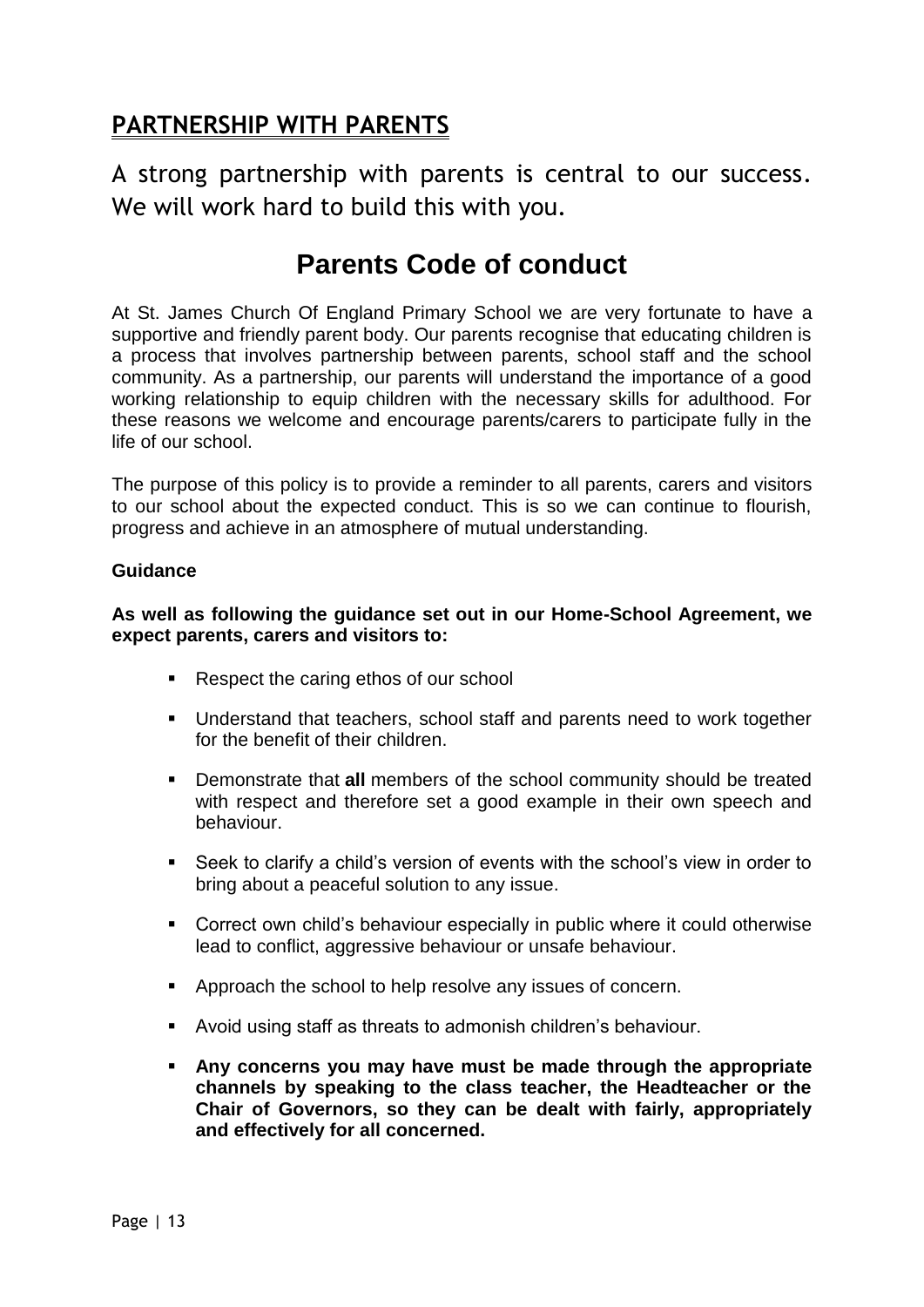## PARTNERSHIP WITH PARENTS

A strong partnership with parents is central to our success. We will work hard to build this with you.

# Parents Code of conduct

At St. James Church Of England Primary School we are very fortunate to have a supportive and friendly parent body. Our parents recognise that educating children is a process that involves partnership between parents, school staff and the school community. As a partnership, our parents will understand the importance of a good working relationship to equip children with the necessary skills for adulthood. For these reasons we welcome and encourage parents/carers to participate fully in the life of our school.

The purpose of this policy is to provide a reminder to all parents, carers and visitors to our school about the expected conduct. This is so we can continue to flourish, progress and achieve in an atmosphere of mutual understanding.

**Guidance**

**As well as following the guidance set out in our Home-School Agreement, we expect parents, carers and visitors to:**

- Respect the caring ethos of our school
- Understand that teachers, school staff and parents need to work together for the benefit of their children.
- Demonstrate that **all** members of the school community should be treated with respect and therefore set a good example in their own speech and behaviour.
- Seek to clarify a child's version of events with the school's view in order to bring about a peaceful solution to any issue.
- Correct own child's behaviour especially in public where it could otherwise lead to conflict, aggressive behaviour or unsafe behaviour.
- Approach the school to help resolve any issues of concern.
- Avoid using staff as threats to admonish children's behaviour.
- **Any concerns you may have must be made through the appropriate channels by speaking to the class teacher, the Headteacher or the Chair of Governors, so they can be dealt with fairly, appropriately and effectively for all concerned.**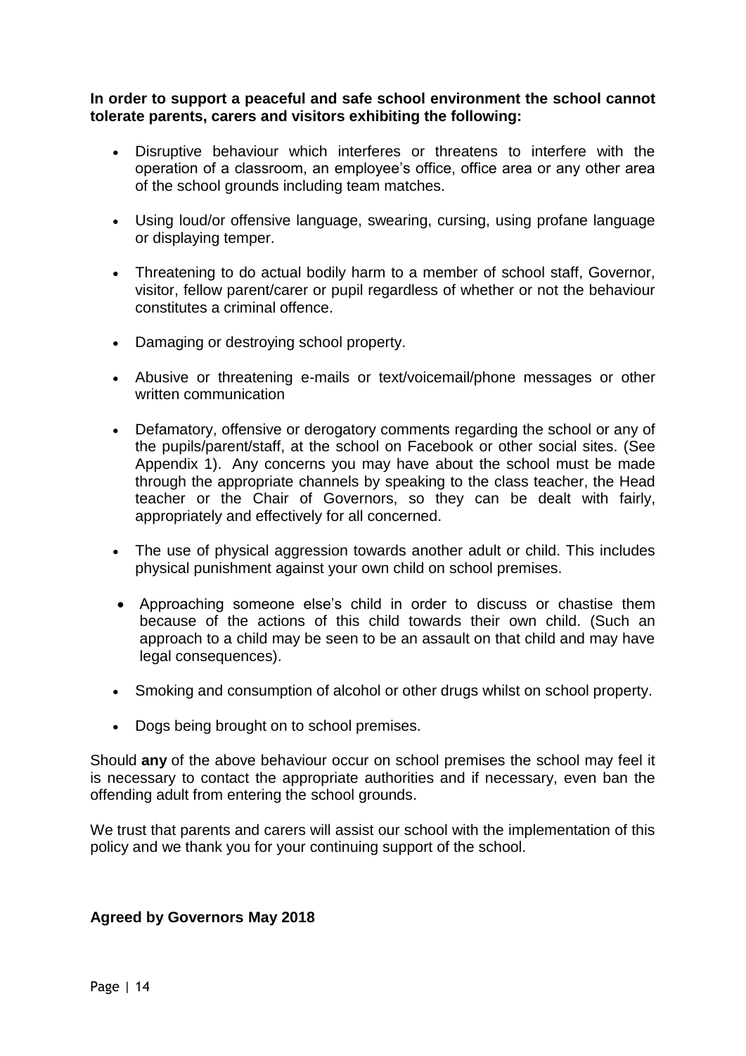**In order to support a peaceful and safe school environment the school cannot tolerate parents, carers and visitors exhibiting the following:**

- Disruptive behaviour which interferes or threatens to interfere with the operation of a classroom, an employee's office, office area or any other area of the school grounds including team matches.
- Using loud/or offensive language, swearing, cursing, using profane language or displaying temper.
- Threatening to do actual bodily harm to a member of school staff, Governor, visitor, fellow parent/carer or pupil regardless of whether or not the behaviour constitutes a criminal offence.
- Damaging or destroying school property.
- Abusive or threatening e-mails or text/voicemail/phone messages or other written communication
- Defamatory, offensive or derogatory comments regarding the school or any of the pupils/parent/staff, at the school on Facebook or other social sites. (See Appendix 1). Any concerns you may have about the school must be made through the appropriate channels by speaking to the class teacher, the Head teacher or the Chair of Governors, so they can be dealt with fairly, appropriately and effectively for all concerned.
- The use of physical aggression towards another adult or child. This includes physical punishment against your own child on school premises.
- Approaching someone else's child in order to discuss or chastise them because of the actions of this child towards their own child. (Such an approach to a child may be seen to be an assault on that child and may have legal consequences).
- Smoking and consumption of alcohol or other drugs whilst on school property.
- Dogs being brought on to school premises.

Should **any** of the above behaviour occur on school premises the school may feel it is necessary to contact the appropriate authorities and if necessary, even ban the offending adult from entering the school grounds.

We trust that parents and carers will assist our school with the implementation of this policy and we thank you for your continuing support of the school.

**Agreed by Governors May 2018**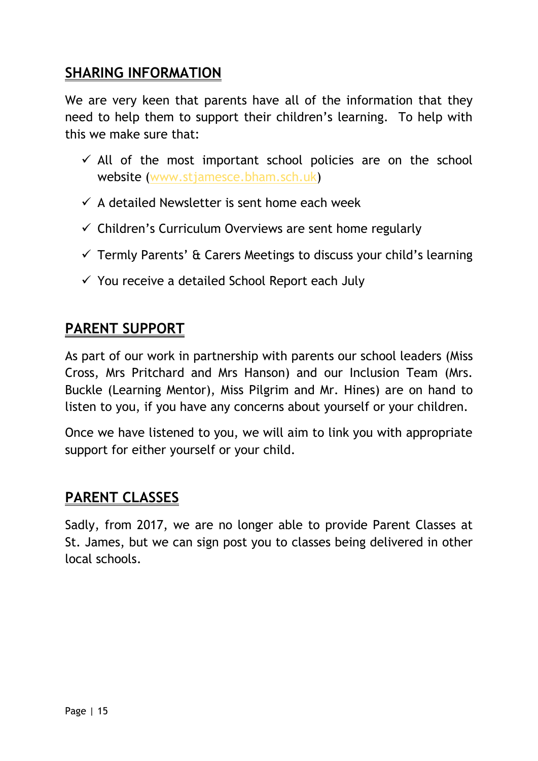## SHARING INFORMATION

We are very keen that parents have all of the information that they need to help them to support their children's learning. To help with this we make sure that:

- ✓ All of the most important school policies are on the school website (www.stjamesce.bham.sch.uk)
- ✓ A detailed Newsletter is sent home each week
- ✓ Children's Curriculum Overviews are sent home regularly
- ✓ Termly Parents' & Carers Meetings to discuss your child's learning
- ✓ You receive a detailed School Report each July

## PARENT SUPPORT

As part of our work in partnership with parents our school leaders (Miss Cross, Mrs Pritchard and Mrs Hanson) and our Inclusion Team (Mrs. Buckle (Learning Mentor), Miss Pilgrim and Mr. Hines) are on hand to listen to you, if you have any concerns about yourself or your children.

Once we have listened to you, we will aim to link you with appropriate support for either yourself or your child.

## PARENT CLASSES

Sadly, from 2017, we are no longer able to provide Parent Classes at St. James, but we can sign post you to classes being delivered in other local schools.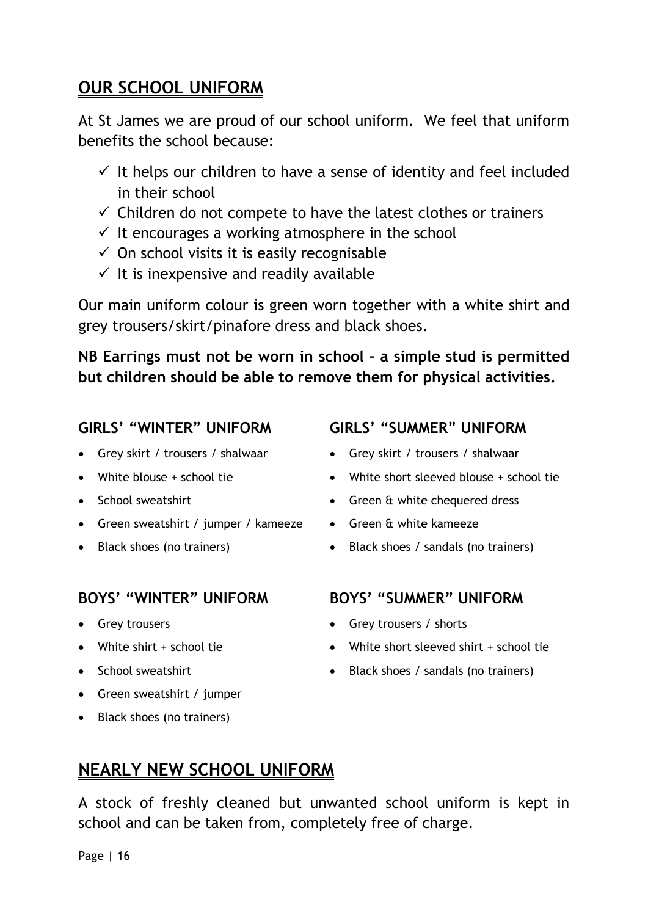## OUR SCHOOL UNIFORM

At St James we are proud of our school uniform. We feel that uniform benefits the school because:

- ✓ It helps our children to have a sense of identity and feel included in their school
- ✓ Children do not compete to have the latest clothes or trainers
- ✓ It encourages a working atmosphere in the school
- ✓ On school visits it is easily recognisable
- ✓ It is inexpensive and readily available

Our main uniform colour is green worn together with a white shirt and grey trousers/skirt/pinafore dress and black shoes.

**NB Earrings must not be worn in school – a simple stud is permitted but children should be able to remove them for physical activities.**

### GIRLS' "WINTER" UNIFORM

- Grey skirt / trousers / shalwaar
- White blouse + school tie
- School sweatshirt
- Green sweatshirt / jumper / kameeze
- Black shoes (no trainers)

### GIRLS' "SUMMER" UNIFORM

- Grey skirt / trousers / shalwaar
- White short sleeved blouse + school tie
- Green & white chequered dress
- Green & white kameeze
- Black shoes / sandals (no trainers)

### BOYS' "WINTER" UNIFORM

- Grey trousers
- White shirt + school tie
- School sweatshirt
- Green sweatshirt / jumper
- Black shoes (no trainers)

### BOYS' "SUMMER" UNIFORM

- Grey trousers / shorts
- White short sleeved shirt + school tie
- Black shoes / sandals (no trainers)

## NEARLY NEW SCHOOL UNIFORM

A stock of freshly cleaned but unwanted school uniform is kept in school and can be taken from, completely free of charge.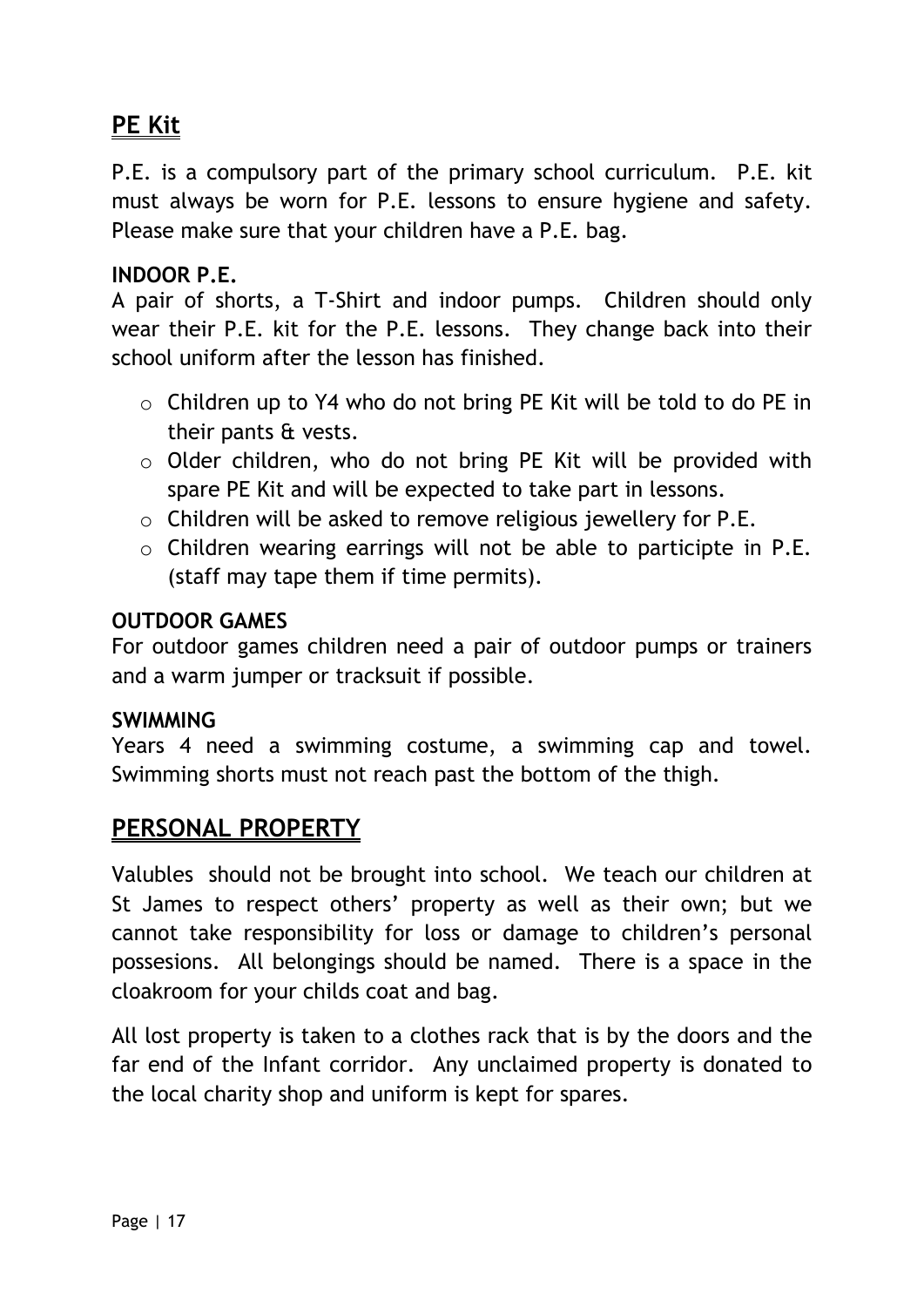## PE Kit

P.E. is a compulsory part of the primary school curriculum. P.E. kit must always be worn for P.E. lessons to ensure hygiene and safety. Please make sure that your children have a P.E. bag.

### INDOOR P.E.

A pair of shorts, a T-Shirt and indoor pumps. Children should only wear their P.E. kit for the P.E. lessons. They change back into their school uniform after the lesson has finished.

- Children up to Y4 who do not bring PE Kit will be told to do PE in their pants & vests.
- Older children, who do not bring PE Kit will be provided with spare PE Kit and will be expected to take part in lessons.
- Children will be asked to remove religious jewellery for P.E.
- Children wearing earrings will not be able to participte in P.E. (staff may tape them if time permits).

### OUTDOOR GAMES

For outdoor games children need a pair of outdoor pumps or trainers and a warm jumper or tracksuit if possible.

### SWIMMING

Years 4 need a swimming costume, a swimming cap and towel. Swimming shorts must not reach past the bottom of the thigh.

## PERSONAL PROPERTY

Valubles should not be brought into school. We teach our children at St James to respect others' property as well as their own; but we cannot take responsibility for loss or damage to children's personal possesions. All belongings should be named. There is a space in the cloakroom for your childs coat and bag.

All lost property is taken to a clothes rack that is by the doors and the far end of the Infant corridor. Any unclaimed property is donated to the local charity shop and uniform is kept for spares.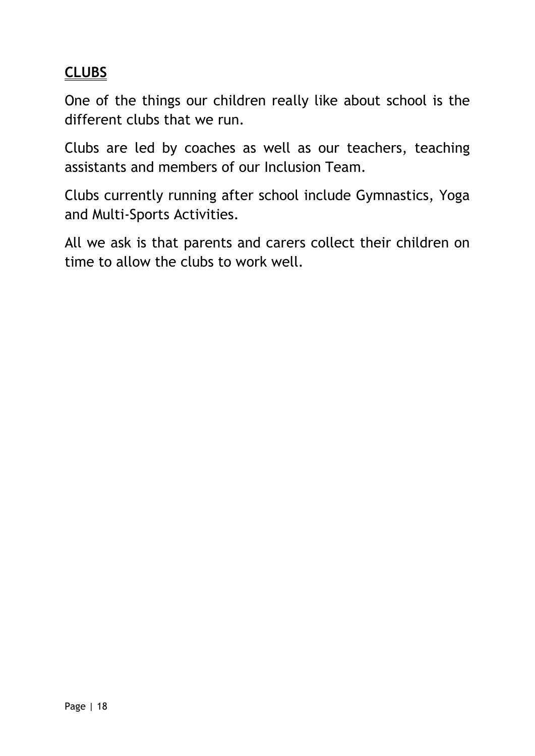## CLUBS

One of the things our children really like about school is the different clubs that we run.

Clubs are led by coaches as well as our teachers, teaching assistants and members of our Inclusion Team.

Clubs currently running after school include Gymnastics, Yoga and Multi-Sports Activities.

All we ask is that parents and carers collect their children on time to allow the clubs to work well.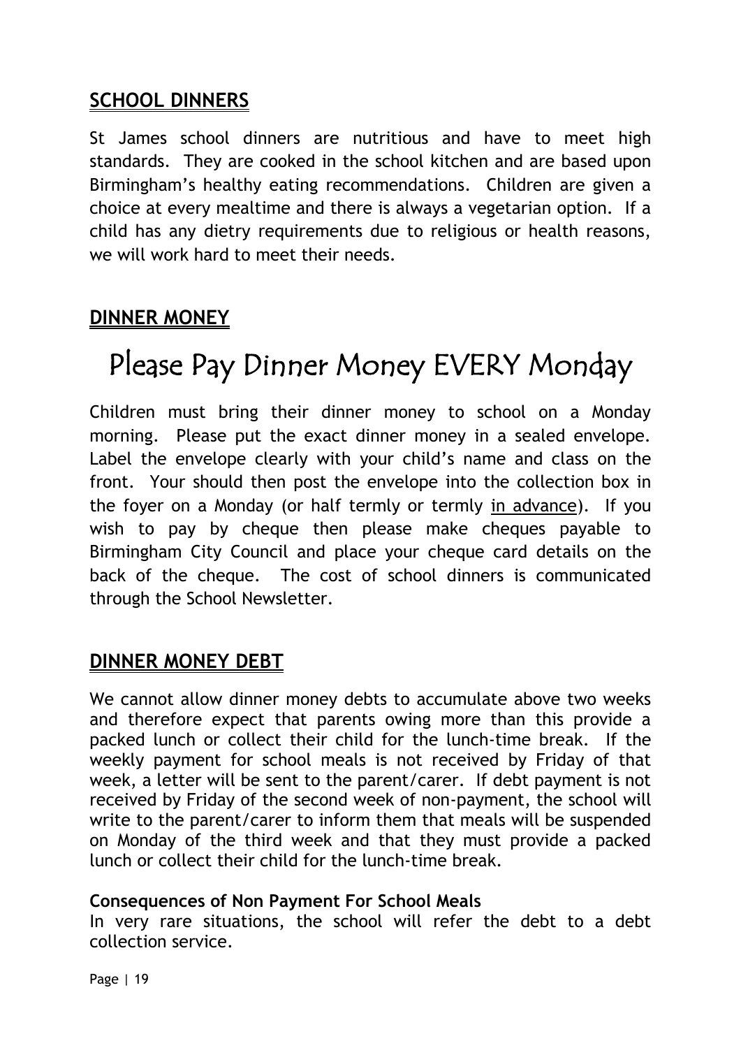## SCHOOL DINNERS

St James school dinners are nutritious and have to meet high standards. They are cooked in the school kitchen and are based upon Birmingham's healthy eating recommendations. Children are given a choice at every mealtime and there is always a vegetarian option. If a child has any dietry requirements due to religious or health reasons, we will work hard to meet their needs.

## DINNER MONEY

# Please Pay Dinner Money EVERY Monday

Children must bring their dinner money to school on a Monday morning. Please put the exact dinner money in a sealed envelope. Label the envelope clearly with your child's name and class on the front. Your should then post the envelope into the collection box in the foyer on a Monday (or half termly or termly <u>in advance</u>). If you wish to pay by cheque then please make cheques payable to Birmingham City Council and place your cheque card details on the back of the cheque. The cost of school dinners is communicated through the School Newsletter.

## DINNER MONEY DEBT

We cannot allow dinner money debts to accumulate above two weeks and therefore expect that parents owing more than this provide a packed lunch or collect their child for the lunch-time break. If the weekly payment for school meals is not received by Friday of that week, a letter will be sent to the parent/carer. If debt payment is not received by Friday of the second week of non-payment, the school will write to the parent/carer to inform them that meals will be suspended on Monday of the third week and that they must provide a packed lunch or collect their child for the lunch-time break.

**Consequences of Non Payment For School Meals**
In very rare situations, the school will refer the debt to a debt collection service.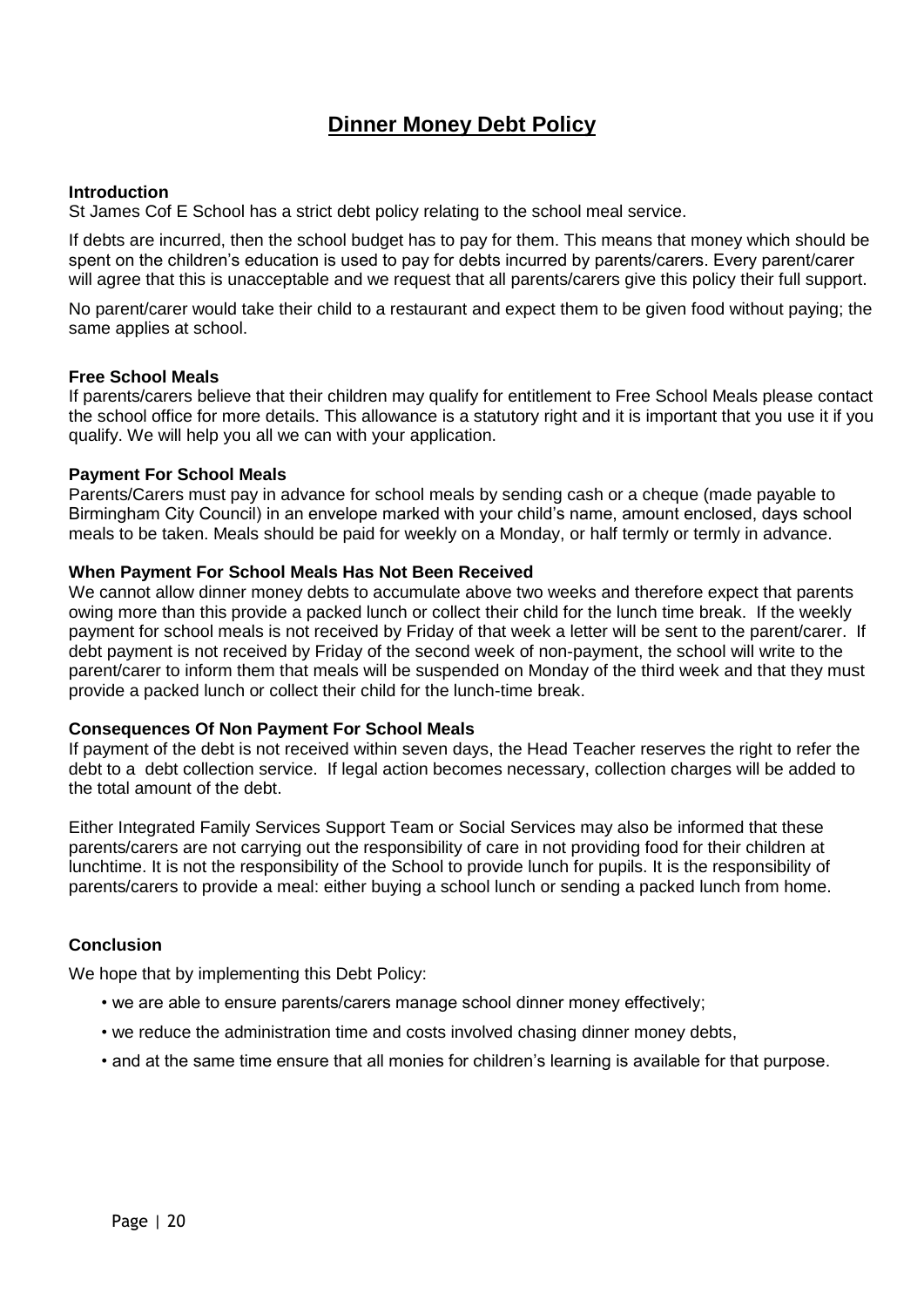# Dinner Money Debt Policy

**Introduction**

St James Cof E School has a strict debt policy relating to the school meal service.

If debts are incurred, then the school budget has to pay for them. This means that money which should be spent on the children's education is used to pay for debts incurred by parents/carers. Every parent/carer will agree that this is unacceptable and we request that all parents/carers give this policy their full support.

No parent/carer would take their child to a restaurant and expect them to be given food without paying; the same applies at school.

**Free School Meals**

If parents/carers believe that their children may qualify for entitlement to Free School Meals please contact the school office for more details. This allowance is a statutory right and it is important that you use it if you qualify. We will help you all we can with your application.

**Payment For School Meals**

Parents/Carers must pay in advance for school meals by sending cash or a cheque (made payable to Birmingham City Council) in an envelope marked with your child's name, amount enclosed, days school meals to be taken. Meals should be paid for weekly on a Monday, or half termly or termly in advance.

**When Payment For School Meals Has Not Been Received**

We cannot allow dinner money debts to accumulate above two weeks and therefore expect that parents owing more than this provide a packed lunch or collect their child for the lunch time break. If the weekly payment for school meals is not received by Friday of that week a letter will be sent to the parent/carer. If debt payment is not received by Friday of the second week of non-payment, the school will write to the parent/carer to inform them that meals will be suspended on Monday of the third week and that they must provide a packed lunch or collect their child for the lunch-time break.

**Consequences Of Non Payment For School Meals**

If payment of the debt is not received within seven days, the Head Teacher reserves the right to refer the debt to a debt collection service. If legal action becomes necessary, collection charges will be added to the total amount of the debt.

Either Integrated Family Services Support Team or Social Services may also be informed that these parents/carers are not carrying out the responsibility of care in not providing food for their children at lunchtime. It is not the responsibility of the School to provide lunch for pupils. It is the responsibility of parents/carers to provide a meal: either buying a school lunch or sending a packed lunch from home.

**Conclusion**

We hope that by implementing this Debt Policy:

- we are able to ensure parents/carers manage school dinner money effectively;
- we reduce the administration time and costs involved chasing dinner money debts,
- and at the same time ensure that all monies for children's learning is available for that purpose.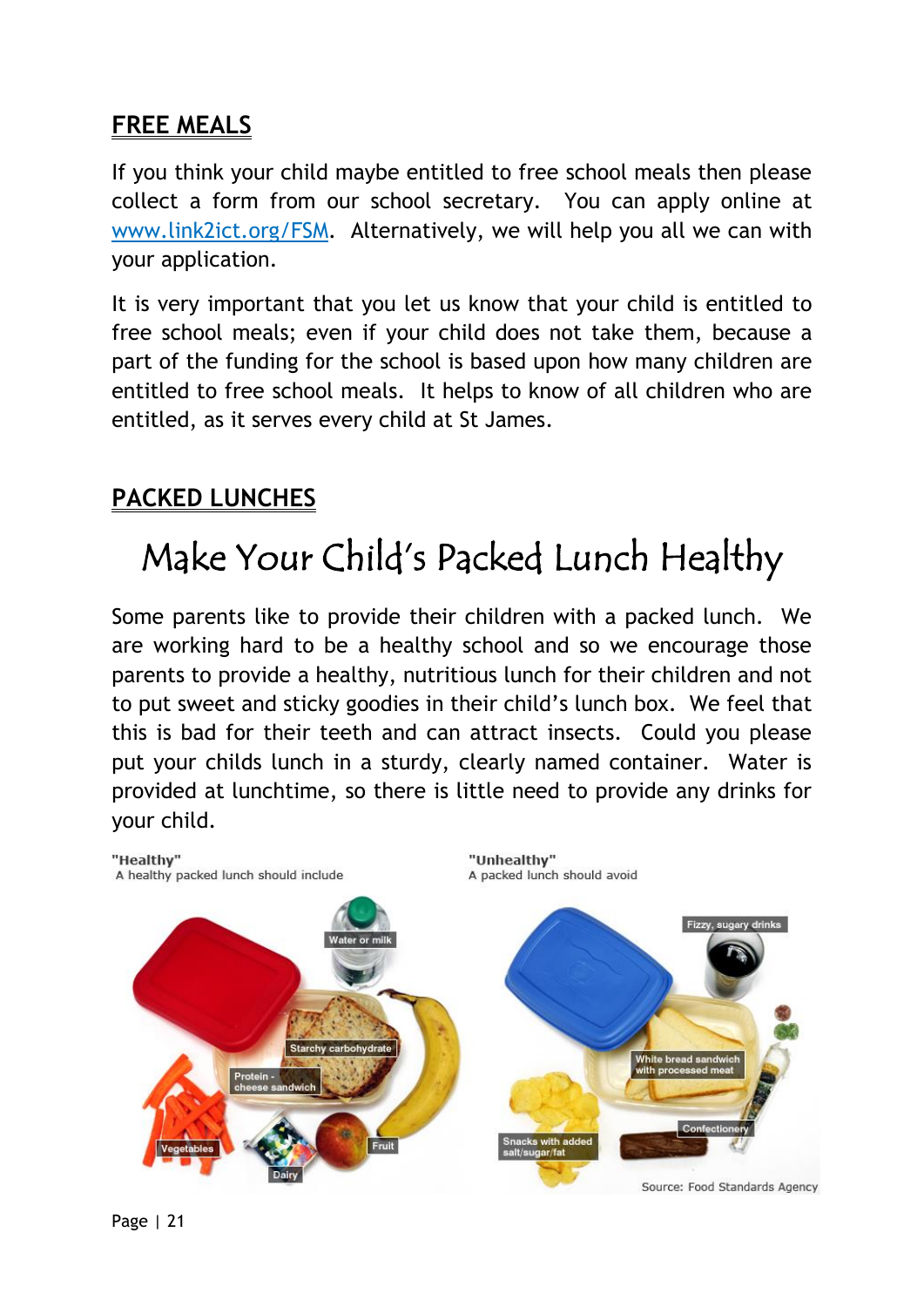## FREE MEALS

If you think your child maybe entitled to free school meals then please collect a form from our school secretary. You can apply online at [www.link2ict.org/FSM](http://www.link2ict.org/FSM). Alternatively, we will help you all we can with your application.

It is very important that you let us know that your child is entitled to free school meals; even if your child does not take them, because a part of the funding for the school is based upon how many children are entitled to free school meals. It helps to know of all children who are entitled, as it serves every child at St James.

## PACKED LUNCHES

# Make Your Child's Packed Lunch Healthy

Some parents like to provide their children with a packed lunch. We are working hard to be a healthy school and so we encourage those parents to provide a healthy, nutritious lunch for their children and not to put sweet and sticky goodies in their child's lunch box. We feel that this is bad for their teeth and can attract insects. Could you please put your childs lunch in a sturdy, clearly named container. Water is provided at lunchtime, so there is little need to provide any drinks for your child.

**"Healthy"**
A healthy packed lunch should include

- Water or milk
- Starchy carbohydrate
- Protein - cheese sandwich
- Vegetables
- Dairy
- Fruit

**"Unhealthy"**
A packed lunch should avoid

- Fizzy, sugary drinks
- White bread sandwich with processed meat
- Confectionery
- Snacks with added salt/sugar/fat

Source: Food Standards Agency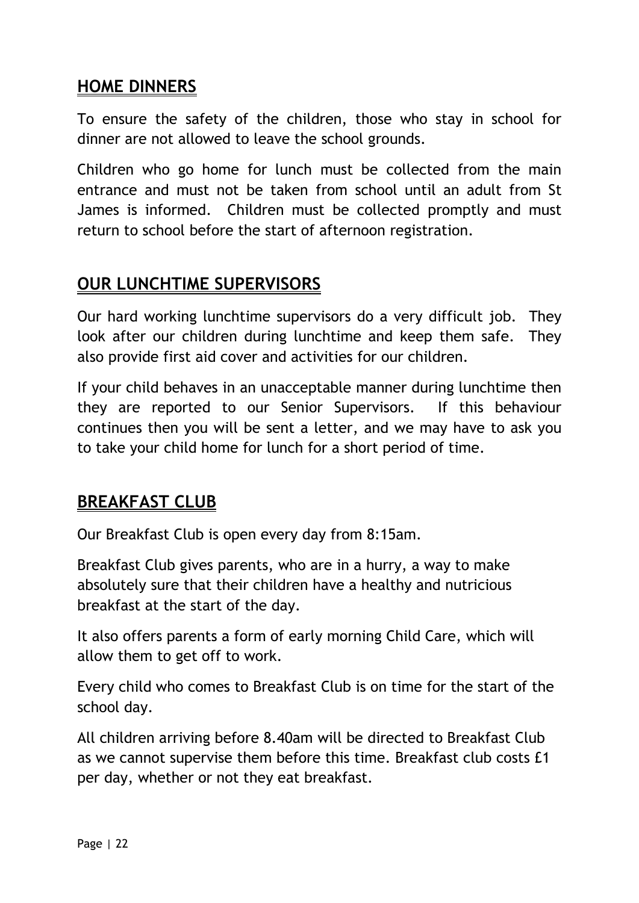## HOME DINNERS

To ensure the safety of the children, those who stay in school for dinner are not allowed to leave the school grounds.

Children who go home for lunch must be collected from the main entrance and must not be taken from school until an adult from St James is informed. Children must be collected promptly and must return to school before the start of afternoon registration.

## OUR LUNCHTIME SUPERVISORS

Our hard working lunchtime supervisors do a very difficult job. They look after our children during lunchtime and keep them safe. They also provide first aid cover and activities for our children.

If your child behaves in an unacceptable manner during lunchtime then they are reported to our Senior Supervisors. If this behaviour continues then you will be sent a letter, and we may have to ask you to take your child home for lunch for a short period of time.

## BREAKFAST CLUB

Our Breakfast Club is open every day from 8:15am.

Breakfast Club gives parents, who are in a hurry, a way to make absolutely sure that their children have a healthy and nutricious breakfast at the start of the day.

It also offers parents a form of early morning Child Care, which will allow them to get off to work.

Every child who comes to Breakfast Club is on time for the start of the school day.

All children arriving before 8.40am will be directed to Breakfast Club as we cannot supervise them before this time. Breakfast club costs £1 per day, whether or not they eat breakfast.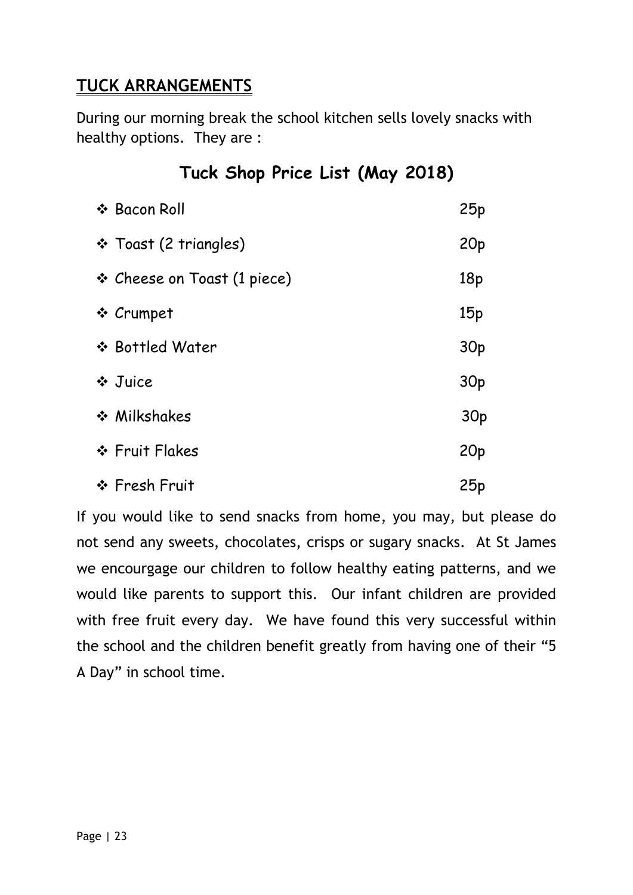## TUCK ARRANGEMENTS

During our morning break the school kitchen sells lovely snacks with healthy options. They are :

### Tuck Shop Price List (May 2018)

| Item | Price |
| --- | --- |
| ❖ Bacon Roll | 25p |
| ❖ Toast (2 triangles) | 20p |
| ❖ Cheese on Toast (1 piece) | 18p |
| ❖ Crumpet | 15p |
| ❖ Bottled Water | 30p |
| ❖ Juice | 30p |
| ❖ Milkshakes | 30p |
| ❖ Fruit Flakes | 20p |
| ❖ Fresh Fruit | 25p |

If you would like to send snacks from home, you may, but please do not send any sweets, chocolates, crisps or sugary snacks. At St James we encourgage our children to follow healthy eating patterns, and we would like parents to support this. Our infant children are provided with free fruit every day. We have found this very successful within the school and the children benefit greatly from having one of their "5 A Day" in school time.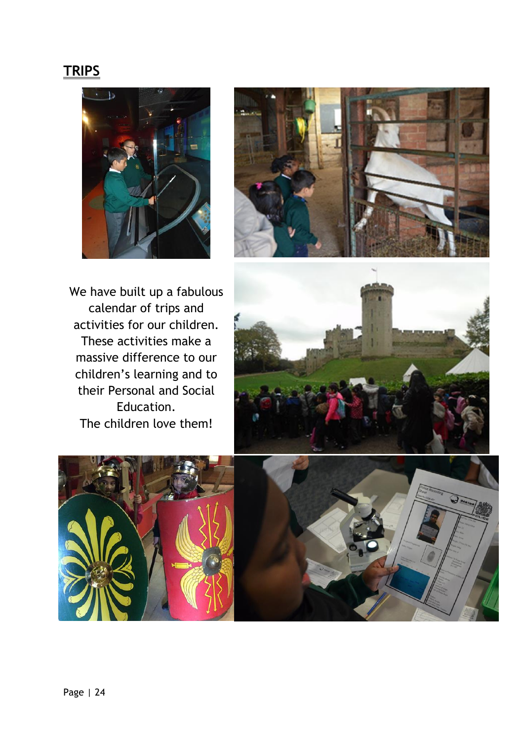## TRIPS

We have built up a fabulous calendar of trips and activities for our children. These activities make a massive difference to our children's learning and to their Personal and Social Education.
The children love them!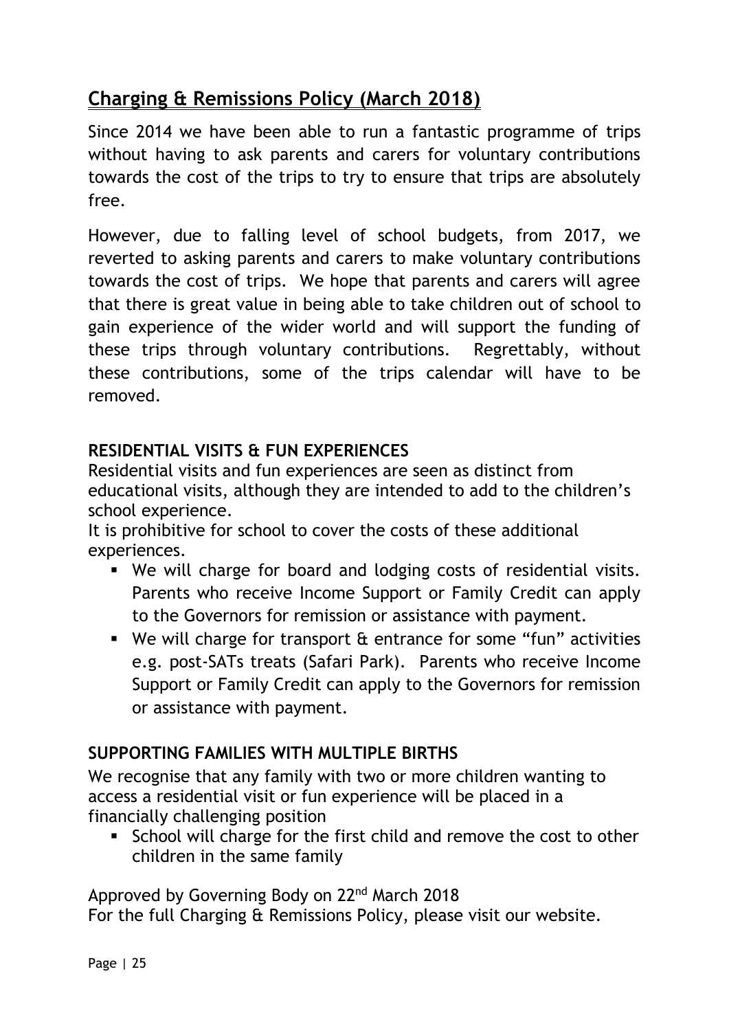## Charging & Remissions Policy (March 2018)

Since 2014 we have been able to run a fantastic programme of trips without having to ask parents and carers for voluntary contributions towards the cost of the trips to try to ensure that trips are absolutely free.

However, due to falling level of school budgets, from 2017, we reverted to asking parents and carers to make voluntary contributions towards the cost of trips. We hope that parents and carers will agree that there is great value in being able to take children out of school to gain experience of the wider world and will support the funding of these trips through voluntary contributions. Regrettably, without these contributions, some of the trips calendar will have to be removed.

### RESIDENTIAL VISITS & FUN EXPERIENCES

Residential visits and fun experiences are seen as distinct from educational visits, although they are intended to add to the children's school experience.

It is prohibitive for school to cover the costs of these additional experiences.

- We will charge for board and lodging costs of residential visits. Parents who receive Income Support or Family Credit can apply to the Governors for remission or assistance with payment.
- We will charge for transport & entrance for some "fun" activities e.g. post-SATs treats (Safari Park). Parents who receive Income Support or Family Credit can apply to the Governors for remission or assistance with payment.

### SUPPORTING FAMILIES WITH MULTIPLE BIRTHS

We recognise that any family with two or more children wanting to access a residential visit or fun experience will be placed in a financially challenging position

- School will charge for the first child and remove the cost to other children in the same family

Approved by Governing Body on 22nd March 2018

For the full Charging & Remissions Policy, please visit our website.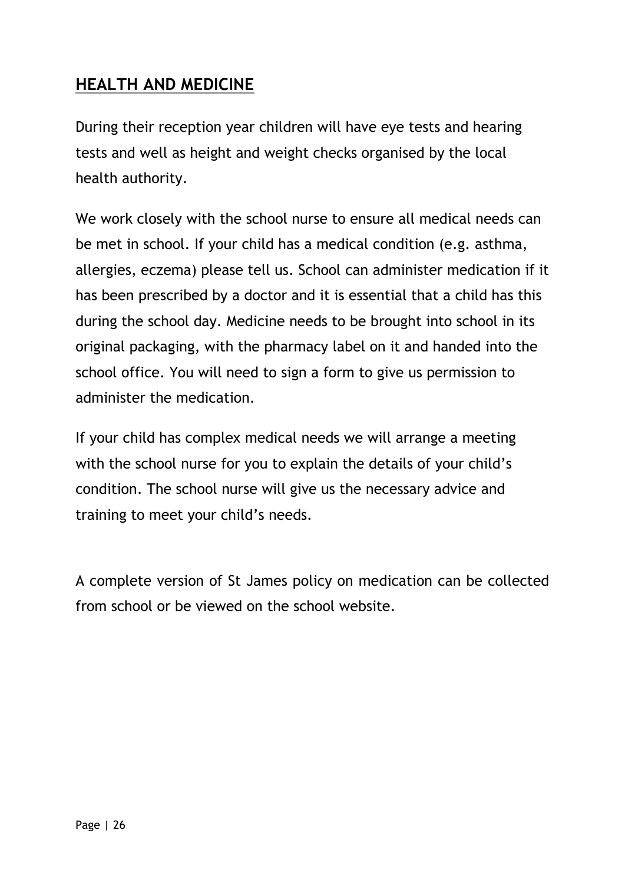## HEALTH AND MEDICINE

During their reception year children will have eye tests and hearing tests and well as height and weight checks organised by the local health authority.

We work closely with the school nurse to ensure all medical needs can be met in school. If your child has a medical condition (e.g. asthma, allergies, eczema) please tell us. School can administer medication if it has been prescribed by a doctor and it is essential that a child has this during the school day. Medicine needs to be brought into school in its original packaging, with the pharmacy label on it and handed into the school office. You will need to sign a form to give us permission to administer the medication.

If your child has complex medical needs we will arrange a meeting with the school nurse for you to explain the details of your child's condition. The school nurse will give us the necessary advice and training to meet your child's needs.

A complete version of St James policy on medication can be collected from school or be viewed on the school website.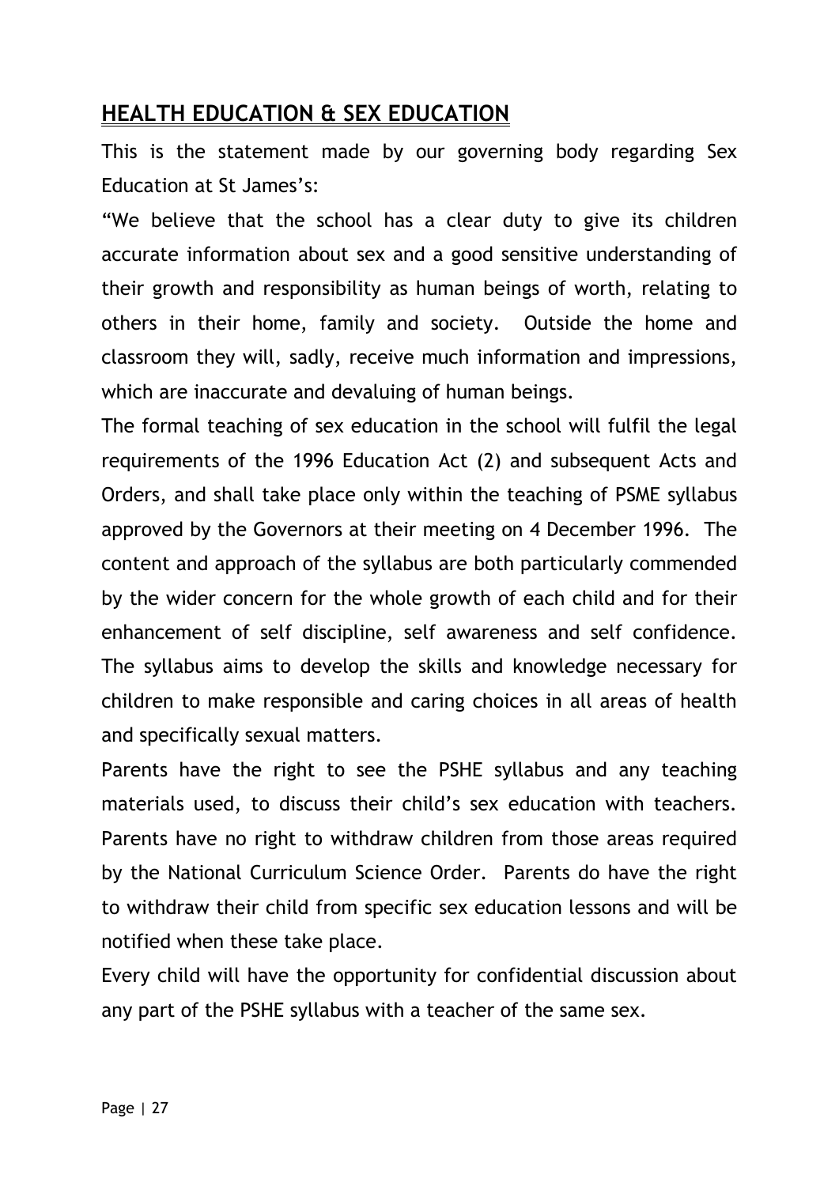## HEALTH EDUCATION & SEX EDUCATION

This is the statement made by our governing body regarding Sex Education at St James's:

"We believe that the school has a clear duty to give its children accurate information about sex and a good sensitive understanding of their growth and responsibility as human beings of worth, relating to others in their home, family and society. Outside the home and classroom they will, sadly, receive much information and impressions, which are inaccurate and devaluing of human beings.

The formal teaching of sex education in the school will fulfil the legal requirements of the 1996 Education Act (2) and subsequent Acts and Orders, and shall take place only within the teaching of PSME syllabus approved by the Governors at their meeting on 4 December 1996. The content and approach of the syllabus are both particularly commended by the wider concern for the whole growth of each child and for their enhancement of self discipline, self awareness and self confidence. The syllabus aims to develop the skills and knowledge necessary for children to make responsible and caring choices in all areas of health and specifically sexual matters.

Parents have the right to see the PSHE syllabus and any teaching materials used, to discuss their child's sex education with teachers. Parents have no right to withdraw children from those areas required by the National Curriculum Science Order. Parents do have the right to withdraw their child from specific sex education lessons and will be notified when these take place.

Every child will have the opportunity for confidential discussion about any part of the PSHE syllabus with a teacher of the same sex.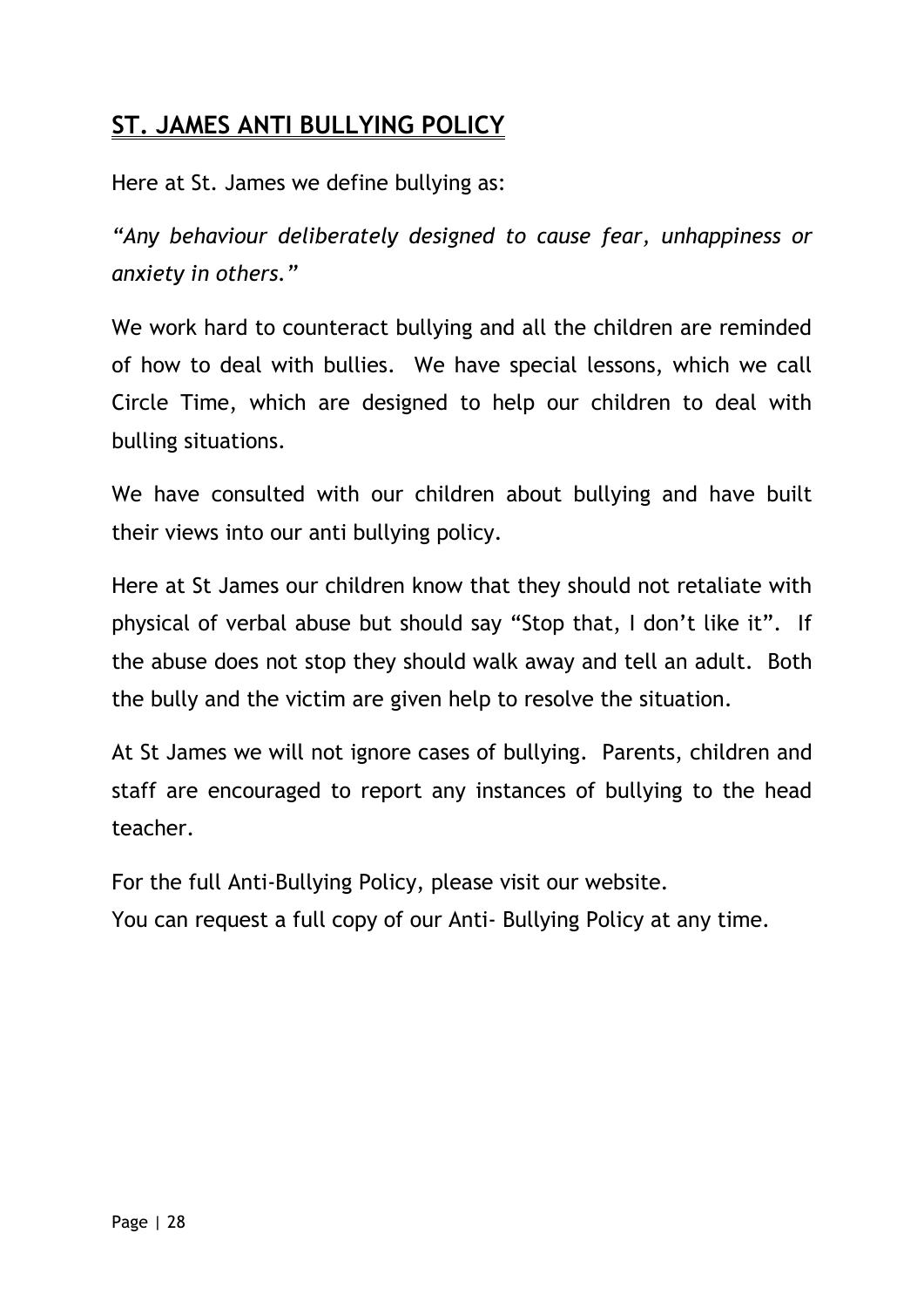## **ST. JAMES ANTI BULLYING POLICY**

Here at St. James we define bullying as:

*"Any behaviour deliberately designed to cause fear, unhappiness or anxiety in others."*

We work hard to counteract bullying and all the children are reminded of how to deal with bullies. We have special lessons, which we call Circle Time, which are designed to help our children to deal with bulling situations.

We have consulted with our children about bullying and have built their views into our anti bullying policy.

Here at St James our children know that they should not retaliate with physical of verbal abuse but should say "Stop that, I don't like it". If the abuse does not stop they should walk away and tell an adult. Both the bully and the victim are given help to resolve the situation.

At St James we will not ignore cases of bullying. Parents, children and staff are encouraged to report any instances of bullying to the head teacher.

For the full Anti-Bullying Policy, please visit our website.
You can request a full copy of our Anti- Bullying Policy at any time.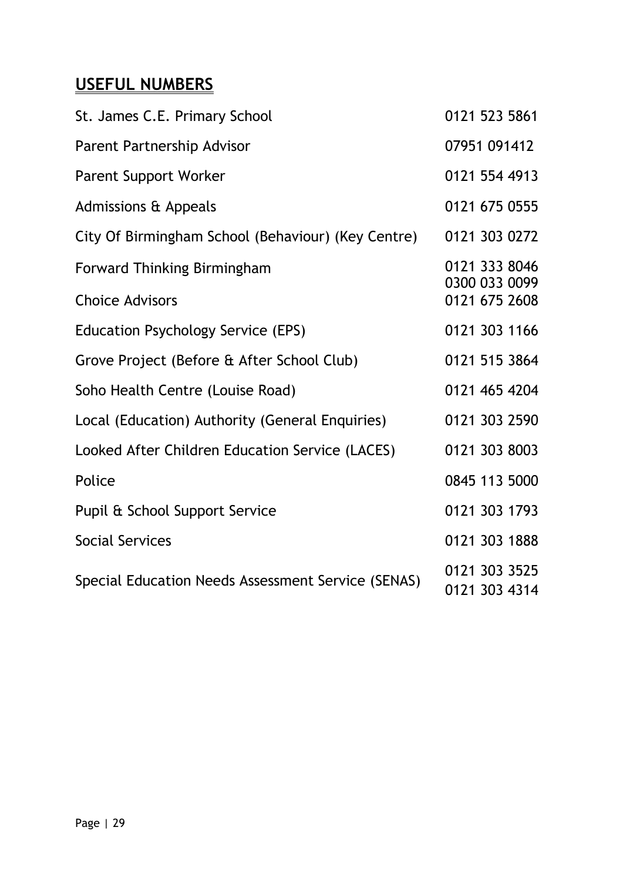## USEFUL NUMBERS

| | |
|---|---|
| St. James C.E. Primary School | 0121 523 5861 |
| Parent Partnership Advisor | 07951 091412 |
| Parent Support Worker | 0121 554 4913 |
| Admissions & Appeals | 0121 675 0555 |
| City Of Birmingham School (Behaviour) (Key Centre) | 0121 303 0272 |
| Forward Thinking Birmingham | 0121 333 8046<br>0300 033 0099 |
| Choice Advisors | 0121 675 2608 |
| Education Psychology Service (EPS) | 0121 303 1166 |
| Grove Project (Before & After School Club) | 0121 515 3864 |
| Soho Health Centre (Louise Road) | 0121 465 4204 |
| Local (Education) Authority (General Enquiries) | 0121 303 2590 |
| Looked After Children Education Service (LACES) | 0121 303 8003 |
| Police | 0845 113 5000 |
| Pupil & School Support Service | 0121 303 1793 |
| Social Services | 0121 303 1888 |
| Special Education Needs Assessment Service (SENAS) | 0121 303 3525<br>0121 303 4314 |